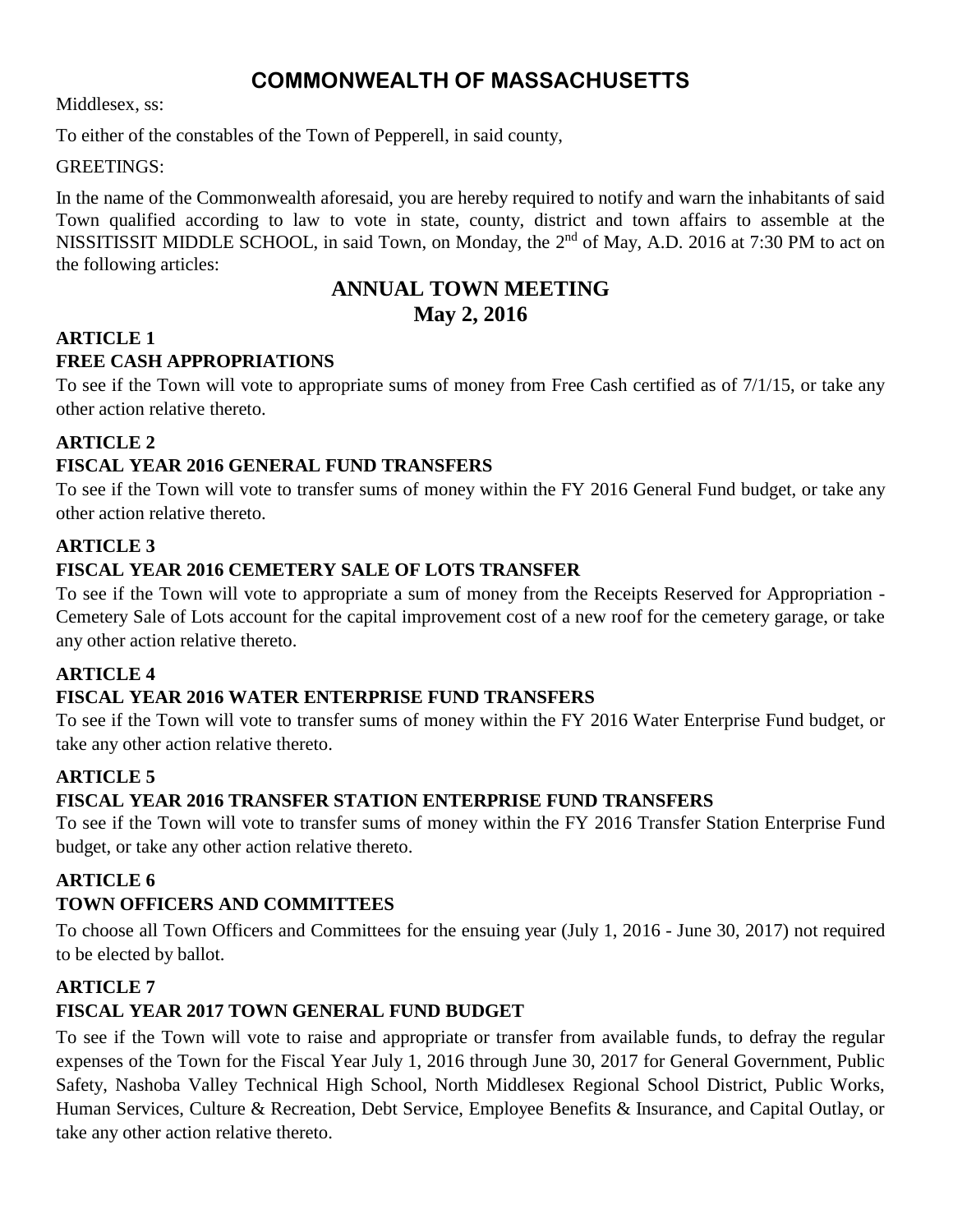# COMMONWEALTH OF MASSACHUSETTS

Middlesex, ss:

To either of the constables of the Town of Pepperell, in said county,

GREETINGS:

In the name of the Commonwealth aforesaid, you are hereby required to notify and warn the inhabitants of said Town qualified according to law to vote in state, county, district and town affairs to assemble at the NISSITISSIT MIDDLE SCHOOL, in said Town, on Monday, the 2nd of May, A.D. 2016 at 7:30 PM to act on the following articles:

## ANNUAL TOWN MEETING
## May 2, 2016

### ARTICLE 1
### FREE CASH APPROPRIATIONS

To see if the Town will vote to appropriate sums of money from Free Cash certified as of 7/1/15, or take any other action relative thereto.

### ARTICLE 2
### FISCAL YEAR 2016 GENERAL FUND TRANSFERS

To see if the Town will vote to transfer sums of money within the FY 2016 General Fund budget, or take any other action relative thereto.

### ARTICLE 3
### FISCAL YEAR 2016 CEMETERY SALE OF LOTS TRANSFER

To see if the Town will vote to appropriate a sum of money from the Receipts Reserved for Appropriation - Cemetery Sale of Lots account for the capital improvement cost of a new roof for the cemetery garage, or take any other action relative thereto.

### ARTICLE 4
### FISCAL YEAR 2016 WATER ENTERPRISE FUND TRANSFERS

To see if the Town will vote to transfer sums of money within the FY 2016 Water Enterprise Fund budget, or take any other action relative thereto.

### ARTICLE 5
### FISCAL YEAR 2016 TRANSFER STATION ENTERPRISE FUND TRANSFERS

To see if the Town will vote to transfer sums of money within the FY 2016 Transfer Station Enterprise Fund budget, or take any other action relative thereto.

### ARTICLE 6
### TOWN OFFICERS AND COMMITTEES

To choose all Town Officers and Committees for the ensuing year (July 1, 2016 - June 30, 2017) not required to be elected by ballot.

### ARTICLE 7
### FISCAL YEAR 2017 TOWN GENERAL FUND BUDGET

To see if the Town will vote to raise and appropriate or transfer from available funds, to defray the regular expenses of the Town for the Fiscal Year July 1, 2016 through June 30, 2017 for General Government, Public Safety, Nashoba Valley Technical High School, North Middlesex Regional School District, Public Works, Human Services, Culture & Recreation, Debt Service, Employee Benefits & Insurance, and Capital Outlay, or take any other action relative thereto.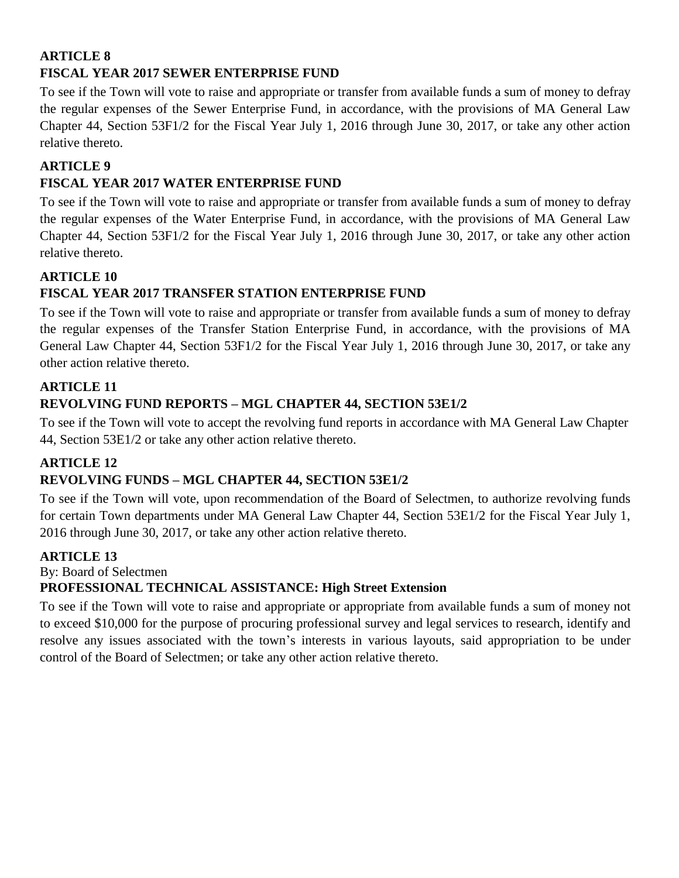**ARTICLE 8**
**FISCAL YEAR 2017 SEWER ENTERPRISE FUND**

To see if the Town will vote to raise and appropriate or transfer from available funds a sum of money to defray the regular expenses of the Sewer Enterprise Fund, in accordance, with the provisions of MA General Law Chapter 44, Section 53F1/2 for the Fiscal Year July 1, 2016 through June 30, 2017, or take any other action relative thereto.

**ARTICLE 9**
**FISCAL YEAR 2017 WATER ENTERPRISE FUND**

To see if the Town will vote to raise and appropriate or transfer from available funds a sum of money to defray the regular expenses of the Water Enterprise Fund, in accordance, with the provisions of MA General Law Chapter 44, Section 53F1/2 for the Fiscal Year July 1, 2016 through June 30, 2017, or take any other action relative thereto.

**ARTICLE 10**
**FISCAL YEAR 2017 TRANSFER STATION ENTERPRISE FUND**

To see if the Town will vote to raise and appropriate or transfer from available funds a sum of money to defray the regular expenses of the Transfer Station Enterprise Fund, in accordance, with the provisions of MA General Law Chapter 44, Section 53F1/2 for the Fiscal Year July 1, 2016 through June 30, 2017, or take any other action relative thereto.

**ARTICLE 11**
**REVOLVING FUND REPORTS – MGL CHAPTER 44, SECTION 53E1/2**

To see if the Town will vote to accept the revolving fund reports in accordance with MA General Law Chapter 44, Section 53E1/2 or take any other action relative thereto.

**ARTICLE 12**
**REVOLVING FUNDS – MGL CHAPTER 44, SECTION 53E1/2**

To see if the Town will vote, upon recommendation of the Board of Selectmen, to authorize revolving funds for certain Town departments under MA General Law Chapter 44, Section 53E1/2 for the Fiscal Year July 1, 2016 through June 30, 2017, or take any other action relative thereto.

**ARTICLE 13**
By: Board of Selectmen
**PROFESSIONAL TECHNICAL ASSISTANCE: High Street Extension**

To see if the Town will vote to raise and appropriate or appropriate from available funds a sum of money not to exceed $10,000 for the purpose of procuring professional survey and legal services to research, identify and resolve any issues associated with the town's interests in various layouts, said appropriation to be under control of the Board of Selectmen; or take any other action relative thereto.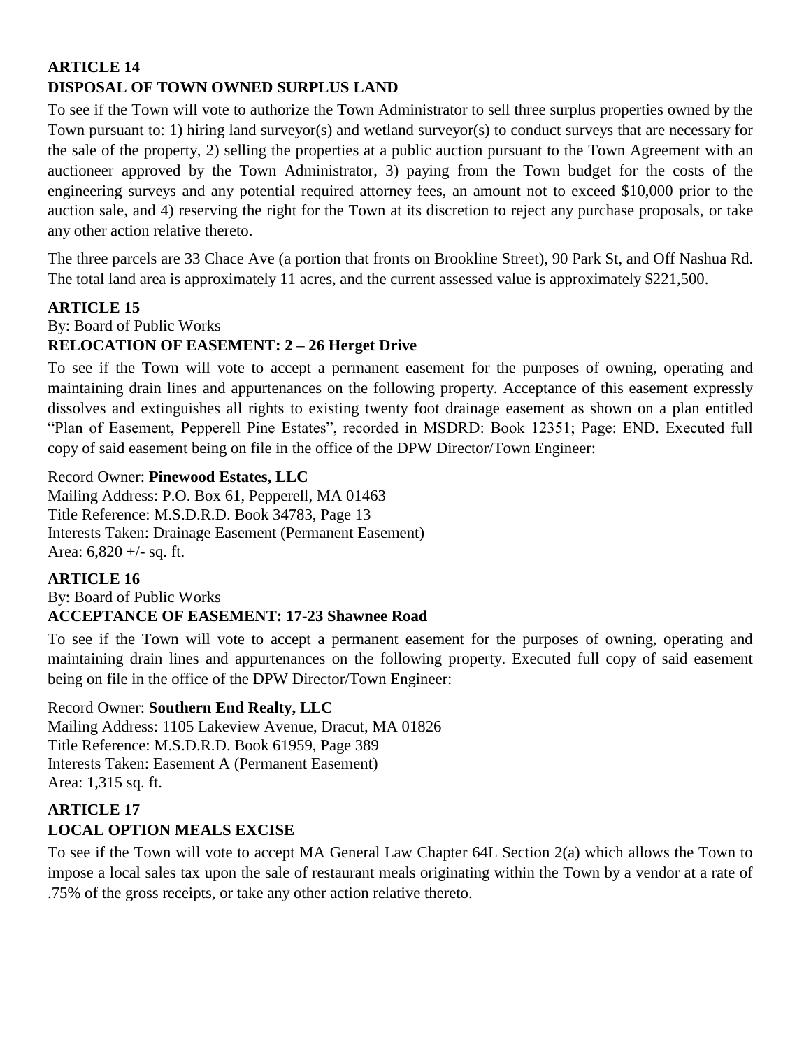**ARTICLE 14**
**DISPOSAL OF TOWN OWNED SURPLUS LAND**

To see if the Town will vote to authorize the Town Administrator to sell three surplus properties owned by the Town pursuant to: 1) hiring land surveyor(s) and wetland surveyor(s) to conduct surveys that are necessary for the sale of the property, 2) selling the properties at a public auction pursuant to the Town Agreement with an auctioneer approved by the Town Administrator, 3) paying from the Town budget for the costs of the engineering surveys and any potential required attorney fees, an amount not to exceed $10,000 prior to the auction sale, and 4) reserving the right for the Town at its discretion to reject any purchase proposals, or take any other action relative thereto.

The three parcels are 33 Chace Ave (a portion that fronts on Brookline Street), 90 Park St, and Off Nashua Rd. The total land area is approximately 11 acres, and the current assessed value is approximately $221,500.

**ARTICLE 15**
By: Board of Public Works
**RELOCATION OF EASEMENT: 2 – 26 Herget Drive**

To see if the Town will vote to accept a permanent easement for the purposes of owning, operating and maintaining drain lines and appurtenances on the following property. Acceptance of this easement expressly dissolves and extinguishes all rights to existing twenty foot drainage easement as shown on a plan entitled "Plan of Easement, Pepperell Pine Estates", recorded in MSDRD: Book 12351; Page: END. Executed full copy of said easement being on file in the office of the DPW Director/Town Engineer:

Record Owner: **Pinewood Estates, LLC**
Mailing Address: P.O. Box 61, Pepperell, MA 01463
Title Reference: M.S.D.R.D. Book 34783, Page 13
Interests Taken: Drainage Easement (Permanent Easement)
Area: 6,820 +/- sq. ft.

**ARTICLE 16**
By: Board of Public Works
**ACCEPTANCE OF EASEMENT: 17-23 Shawnee Road**

To see if the Town will vote to accept a permanent easement for the purposes of owning, operating and maintaining drain lines and appurtenances on the following property. Executed full copy of said easement being on file in the office of the DPW Director/Town Engineer:

Record Owner: **Southern End Realty, LLC**
Mailing Address: 1105 Lakeview Avenue, Dracut, MA 01826
Title Reference: M.S.D.R.D. Book 61959, Page 389
Interests Taken: Easement A (Permanent Easement)
Area: 1,315 sq. ft.

**ARTICLE 17**
**LOCAL OPTION MEALS EXCISE**

To see if the Town will vote to accept MA General Law Chapter 64L Section 2(a) which allows the Town to impose a local sales tax upon the sale of restaurant meals originating within the Town by a vendor at a rate of .75% of the gross receipts, or take any other action relative thereto.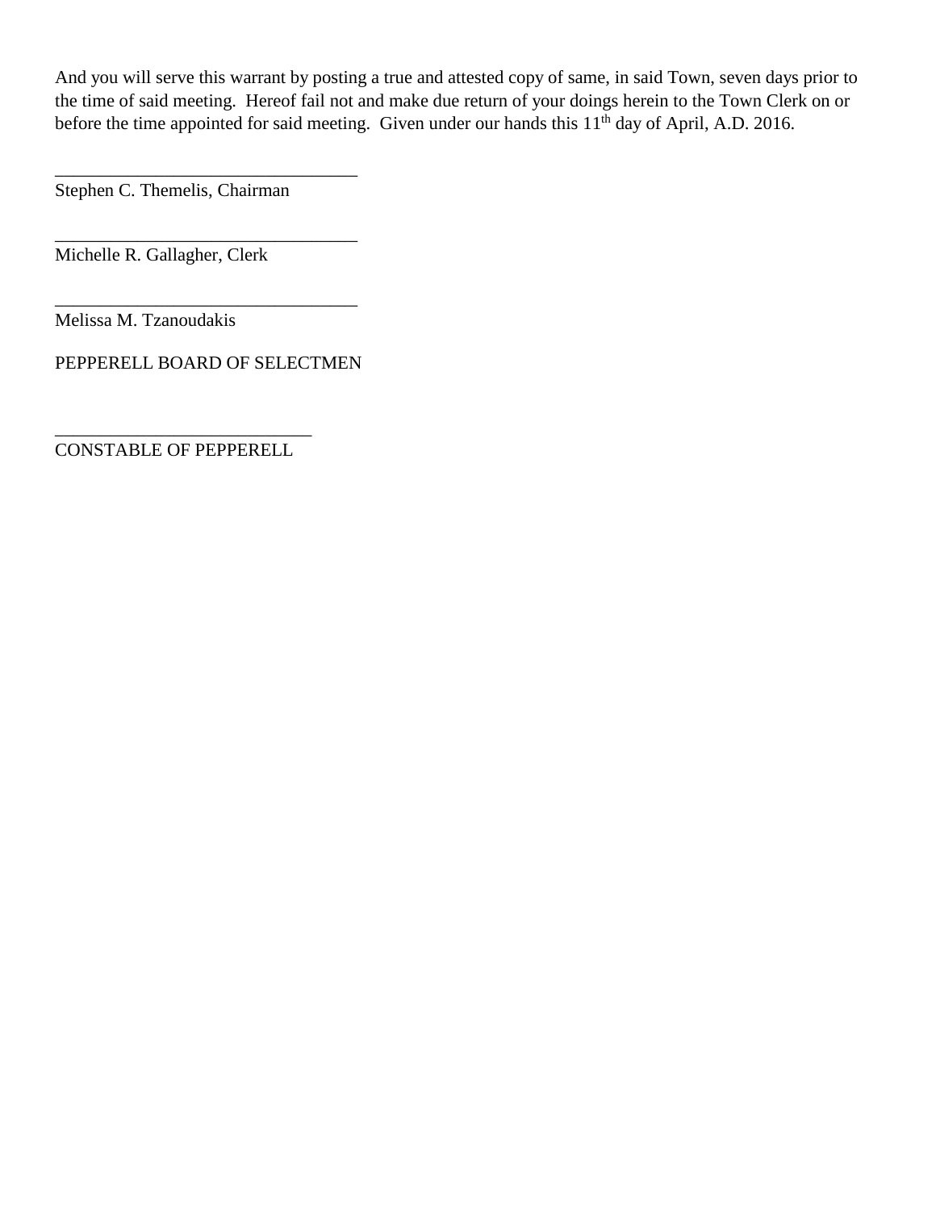And you will serve this warrant by posting a true and attested copy of same, in said Town, seven days prior to the time of said meeting. Hereof fail not and make due return of your doings herein to the Town Clerk on or before the time appointed for said meeting. Given under our hands this 11th day of April, A.D. 2016.

_________________________________
Stephen C. Themelis, Chairman

_________________________________
Michelle R. Gallagher, Clerk

_________________________________
Melissa M. Tzanoudakis

PEPPERELL BOARD OF SELECTMEN

____________________________
CONSTABLE OF PEPPERELL